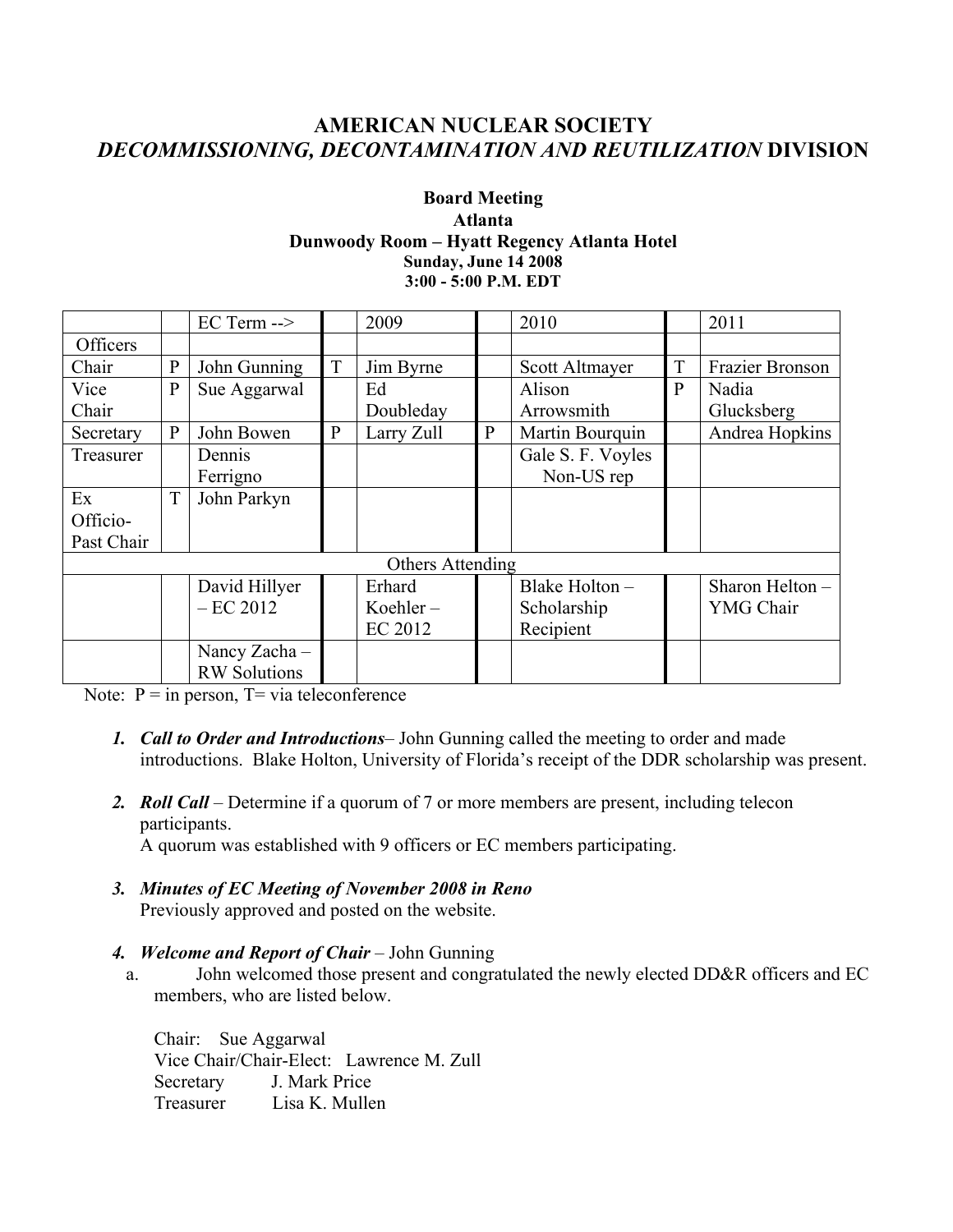# AMERICAN NUCLEAR SOCIETY
# *DECOMMISSIONING, DECONTAMINATION AND REUTILIZATION* DIVISION

**Board Meeting**
**Atlanta**
**Dunwoody Room – Hyatt Regency Atlanta Hotel**
**Sunday, June 14 2008**
**3:00 - 5:00 P.M. EDT**

| | | EC Term --> | | 2009 | | 2010 | | 2011 |
|---|---|---|---|---|---|---|---|---|
| Officers | | | | | | | | |
| Chair | P | John Gunning | T | Jim Byrne | | Scott Altmayer | T | Frazier Bronson |
| Vice Chair | P | Sue Aggarwal | | Ed Doubleday | | Alison Arrowsmith | P | Nadia Glucksberg |
| Secretary | P | John Bowen | P | Larry Zull | P | Martin Bourquin | | Andrea Hopkins |
| Treasurer | | Dennis Ferrigno | | | | Gale S. F. Voyles Non-US rep | | |
| Ex Officio-Past Chair | T | John Parkyn | | | | | | |
| Others Attending | | | | | | | | |
| | | David Hillyer – EC 2012 | | Erhard Koehler – EC 2012 | | Blake Holton – Scholarship Recipient | | Sharon Helton – YMG Chair |
| | | Nancy Zacha – RW Solutions | | | | | | |

Note: P = in person, T= via teleconference

1. ***Call to Order and Introductions***– John Gunning called the meeting to order and made introductions. Blake Holton, University of Florida's receipt of the DDR scholarship was present.

2. ***Roll Call*** – Determine if a quorum of 7 or more members are present, including telecon participants.
   A quorum was established with 9 officers or EC members participating.

3. ***Minutes of EC Meeting of November 2008 in Reno***
   Previously approved and posted on the website.

4. ***Welcome and Report of Chair*** – John Gunning
   a. John welcomed those present and congratulated the newly elected DD&R officers and EC members, who are listed below.

      Chair: Sue Aggarwal
      Vice Chair/Chair-Elect: Lawrence M. Zull
      Secretary J. Mark Price
      Treasurer Lisa K. Mullen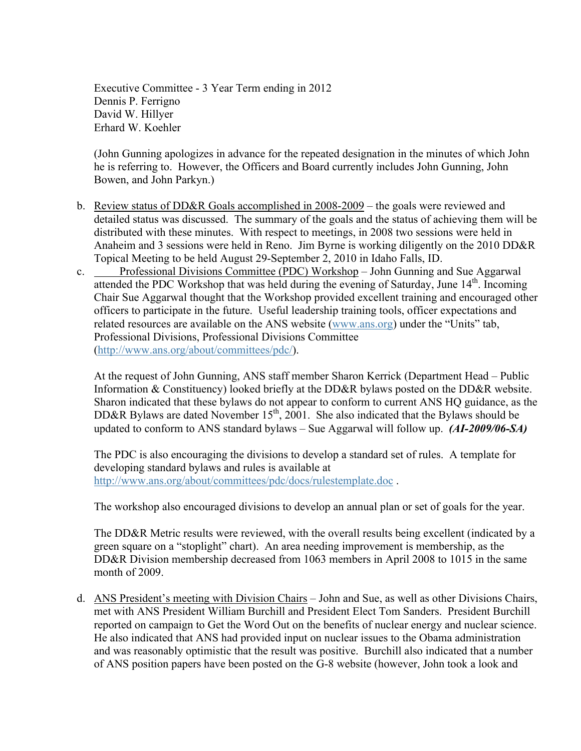Executive Committee - 3 Year Term ending in 2012
Dennis P. Ferrigno
David W. Hillyer
Erhard W. Koehler

(John Gunning apologizes in advance for the repeated designation in the minutes of which John he is referring to. However, the Officers and Board currently includes John Gunning, John Bowen, and John Parkyn.)

b. Review status of DD&R Goals accomplished in 2008-2009 – the goals were reviewed and detailed status was discussed. The summary of the goals and the status of achieving them will be distributed with these minutes. With respect to meetings, in 2008 two sessions were held in Anaheim and 3 sessions were held in Reno. Jim Byrne is working diligently on the 2010 DD&R Topical Meeting to be held August 29-September 2, 2010 in Idaho Falls, ID.

c. Professional Divisions Committee (PDC) Workshop – John Gunning and Sue Aggarwal attended the PDC Workshop that was held during the evening of Saturday, June 14th. Incoming Chair Sue Aggarwal thought that the Workshop provided excellent training and encouraged other officers to participate in the future. Useful leadership training tools, officer expectations and related resources are available on the ANS website (www.ans.org) under the "Units" tab, Professional Divisions, Professional Divisions Committee (http://www.ans.org/about/committees/pdc/).

   At the request of John Gunning, ANS staff member Sharon Kerrick (Department Head – Public Information & Constituency) looked briefly at the DD&R bylaws posted on the DD&R website. Sharon indicated that these bylaws do not appear to conform to current ANS HQ guidance, as the DD&R Bylaws are dated November 15th, 2001. She also indicated that the Bylaws should be updated to conform to ANS standard bylaws – Sue Aggarwal will follow up. ***(AI-2009/06-SA)***

   The PDC is also encouraging the divisions to develop a standard set of rules. A template for developing standard bylaws and rules is available at http://www.ans.org/about/committees/pdc/docs/rulestemplate.doc .

   The workshop also encouraged divisions to develop an annual plan or set of goals for the year.

   The DD&R Metric results were reviewed, with the overall results being excellent (indicated by a green square on a "stoplight" chart). An area needing improvement is membership, as the DD&R Division membership decreased from 1063 members in April 2008 to 1015 in the same month of 2009.

d. ANS President's meeting with Division Chairs – John and Sue, as well as other Divisions Chairs, met with ANS President William Burchill and President Elect Tom Sanders. President Burchill reported on campaign to Get the Word Out on the benefits of nuclear energy and nuclear science. He also indicated that ANS had provided input on nuclear issues to the Obama administration and was reasonably optimistic that the result was positive. Burchill also indicated that a number of ANS position papers have been posted on the G-8 website (however, John took a look and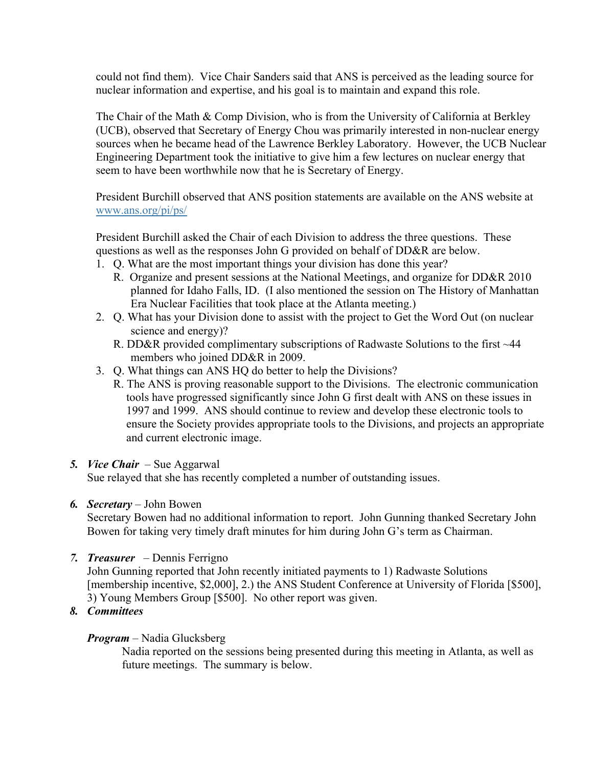could not find them). Vice Chair Sanders said that ANS is perceived as the leading source for nuclear information and expertise, and his goal is to maintain and expand this role.

The Chair of the Math & Comp Division, who is from the University of California at Berkley (UCB), observed that Secretary of Energy Chou was primarily interested in non-nuclear energy sources when he became head of the Lawrence Berkley Laboratory. However, the UCB Nuclear Engineering Department took the initiative to give him a few lectures on nuclear energy that seem to have been worthwhile now that he is Secretary of Energy.

President Burchill observed that ANS position statements are available on the ANS website at [www.ans.org/pi/ps/](www.ans.org/pi/ps/)

President Burchill asked the Chair of each Division to address the three questions. These questions as well as the responses John G provided on behalf of DD&R are below.

1. Q. What are the most important things your division has done this year?
   R. Organize and present sessions at the National Meetings, and organize for DD&R 2010 planned for Idaho Falls, ID. (I also mentioned the session on The History of Manhattan Era Nuclear Facilities that took place at the Atlanta meeting.)
2. Q. What has your Division done to assist with the project to Get the Word Out (on nuclear science and energy)?
   R. DD&R provided complimentary subscriptions of Radwaste Solutions to the first ~44 members who joined DD&R in 2009.
3. Q. What things can ANS HQ do better to help the Divisions?
   R. The ANS is proving reasonable support to the Divisions. The electronic communication tools have progressed significantly since John G first dealt with ANS on these issues in 1997 and 1999. ANS should continue to review and develop these electronic tools to ensure the Society provides appropriate tools to the Divisions, and projects an appropriate and current electronic image.

5. ***Vice Chair*** – Sue Aggarwal
   Sue relayed that she has recently completed a number of outstanding issues.

6. ***Secretary*** – John Bowen
   Secretary Bowen had no additional information to report. John Gunning thanked Secretary John Bowen for taking very timely draft minutes for him during John G's term as Chairman.

7. ***Treasurer*** – Dennis Ferrigno
   John Gunning reported that John recently initiated payments to 1) Radwaste Solutions [membership incentive, $2,000], 2.) the ANS Student Conference at University of Florida [$500], 3) Young Members Group [$500]. No other report was given.

8. ***Committees***

   ***Program*** – Nadia Glucksberg
   Nadia reported on the sessions being presented during this meeting in Atlanta, as well as future meetings. The summary is below.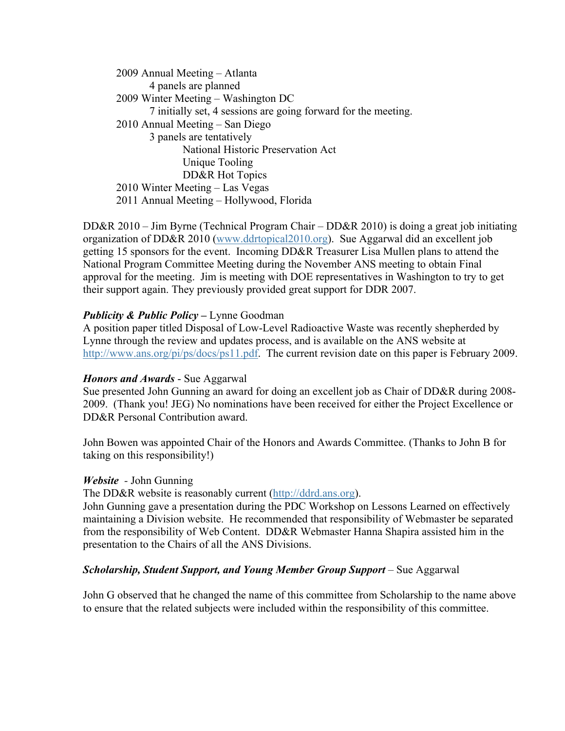2009 Annual Meeting – Atlanta
 4 panels are planned
2009 Winter Meeting – Washington DC
 7 initially set, 4 sessions are going forward for the meeting.
2010 Annual Meeting – San Diego
 3 panels are tentatively
 National Historic Preservation Act
 Unique Tooling
 DD&R Hot Topics
2010 Winter Meeting – Las Vegas
2011 Annual Meeting – Hollywood, Florida

DD&R 2010 – Jim Byrne (Technical Program Chair – DD&R 2010) is doing a great job initiating organization of DD&R 2010 ([www.ddrtopical2010.org](www.ddrtopical2010.org)). Sue Aggarwal did an excellent job getting 15 sponsors for the event. Incoming DD&R Treasurer Lisa Mullen plans to attend the National Program Committee Meeting during the November ANS meeting to obtain Final approval for the meeting. Jim is meeting with DOE representatives in Washington to try to get their support again. They previously provided great support for DDR 2007.

***Publicity & Public Policy*** **–** Lynne Goodman
A position paper titled Disposal of Low-Level Radioactive Waste was recently shepherded by Lynne through the review and updates process, and is available on the ANS website at <http://www.ans.org/pi/ps/docs/ps11.pdf>. The current revision date on this paper is February 2009.

***Honors and Awards*** - Sue Aggarwal
Sue presented John Gunning an award for doing an excellent job as Chair of DD&R during 2008-2009. (Thank you! JEG) No nominations have been received for either the Project Excellence or DD&R Personal Contribution award.

John Bowen was appointed Chair of the Honors and Awards Committee. (Thanks to John B for taking on this responsibility!)

***Website*** - John Gunning
The DD&R website is reasonably current (<http://ddrd.ans.org>).
John Gunning gave a presentation during the PDC Workshop on Lessons Learned on effectively maintaining a Division website. He recommended that responsibility of Webmaster be separated from the responsibility of Web Content. DD&R Webmaster Hanna Shapira assisted him in the presentation to the Chairs of all the ANS Divisions.

***Scholarship, Student Support, and Young Member Group Support*** – Sue Aggarwal

John G observed that he changed the name of this committee from Scholarship to the name above to ensure that the related subjects were included within the responsibility of this committee.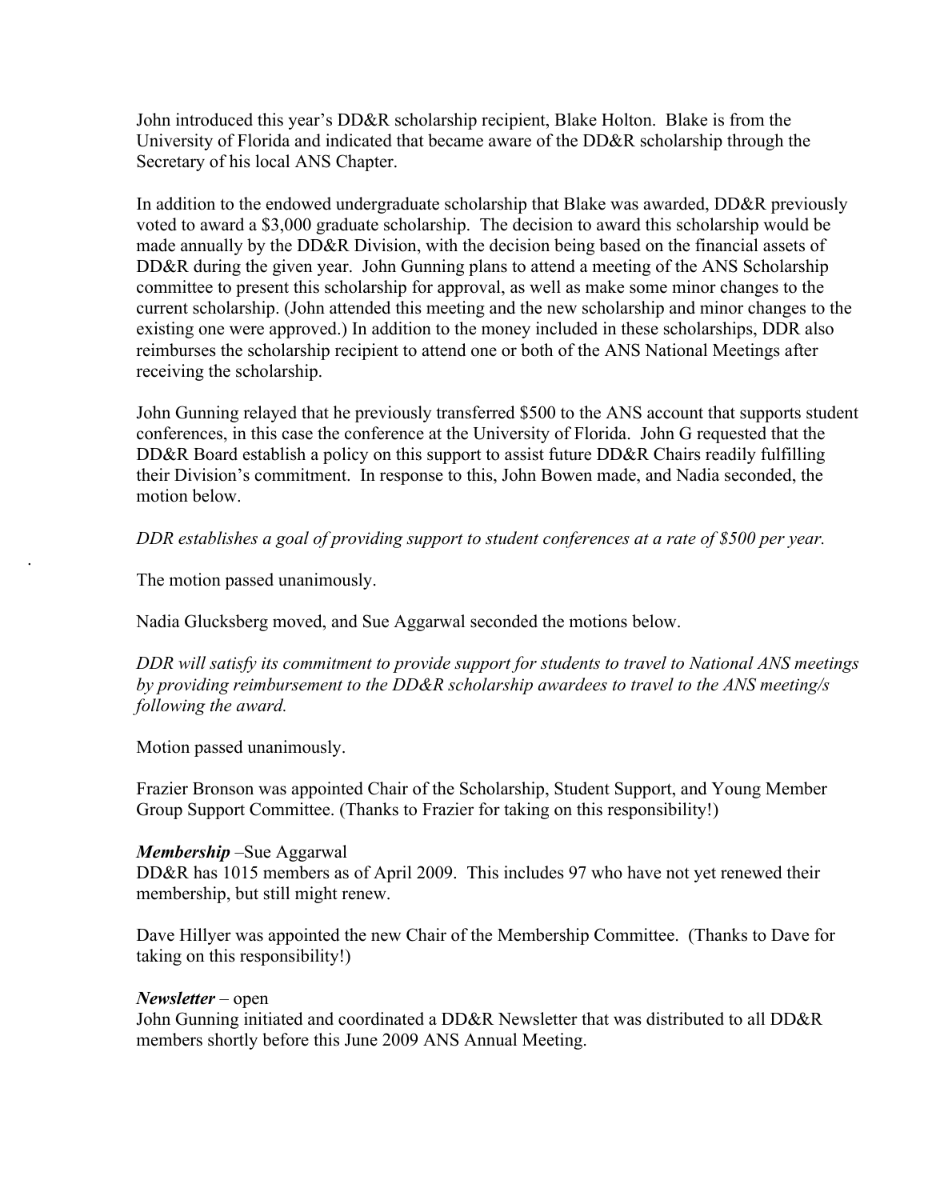John introduced this year's DD&R scholarship recipient, Blake Holton. Blake is from the University of Florida and indicated that became aware of the DD&R scholarship through the Secretary of his local ANS Chapter.

In addition to the endowed undergraduate scholarship that Blake was awarded, DD&R previously voted to award a $3,000 graduate scholarship. The decision to award this scholarship would be made annually by the DD&R Division, with the decision being based on the financial assets of DD&R during the given year. John Gunning plans to attend a meeting of the ANS Scholarship committee to present this scholarship for approval, as well as make some minor changes to the current scholarship. (John attended this meeting and the new scholarship and minor changes to the existing one were approved.) In addition to the money included in these scholarships, DDR also reimburses the scholarship recipient to attend one or both of the ANS National Meetings after receiving the scholarship.

John Gunning relayed that he previously transferred $500 to the ANS account that supports student conferences, in this case the conference at the University of Florida. John G requested that the DD&R Board establish a policy on this support to assist future DD&R Chairs readily fulfilling their Division's commitment. In response to this, John Bowen made, and Nadia seconded, the motion below.

*DDR establishes a goal of providing support to student conferences at a rate of $500 per year.*

The motion passed unanimously.

Nadia Glucksberg moved, and Sue Aggarwal seconded the motions below.

*DDR will satisfy its commitment to provide support for students to travel to National ANS meetings by providing reimbursement to the DD&R scholarship awardees to travel to the ANS meeting/s following the award.*

Motion passed unanimously.

Frazier Bronson was appointed Chair of the Scholarship, Student Support, and Young Member Group Support Committee. (Thanks to Frazier for taking on this responsibility!)

***Membership*** –Sue Aggarwal

DD&R has 1015 members as of April 2009. This includes 97 who have not yet renewed their membership, but still might renew.

Dave Hillyer was appointed the new Chair of the Membership Committee. (Thanks to Dave for taking on this responsibility!)

***Newsletter*** – open

John Gunning initiated and coordinated a DD&R Newsletter that was distributed to all DD&R members shortly before this June 2009 ANS Annual Meeting.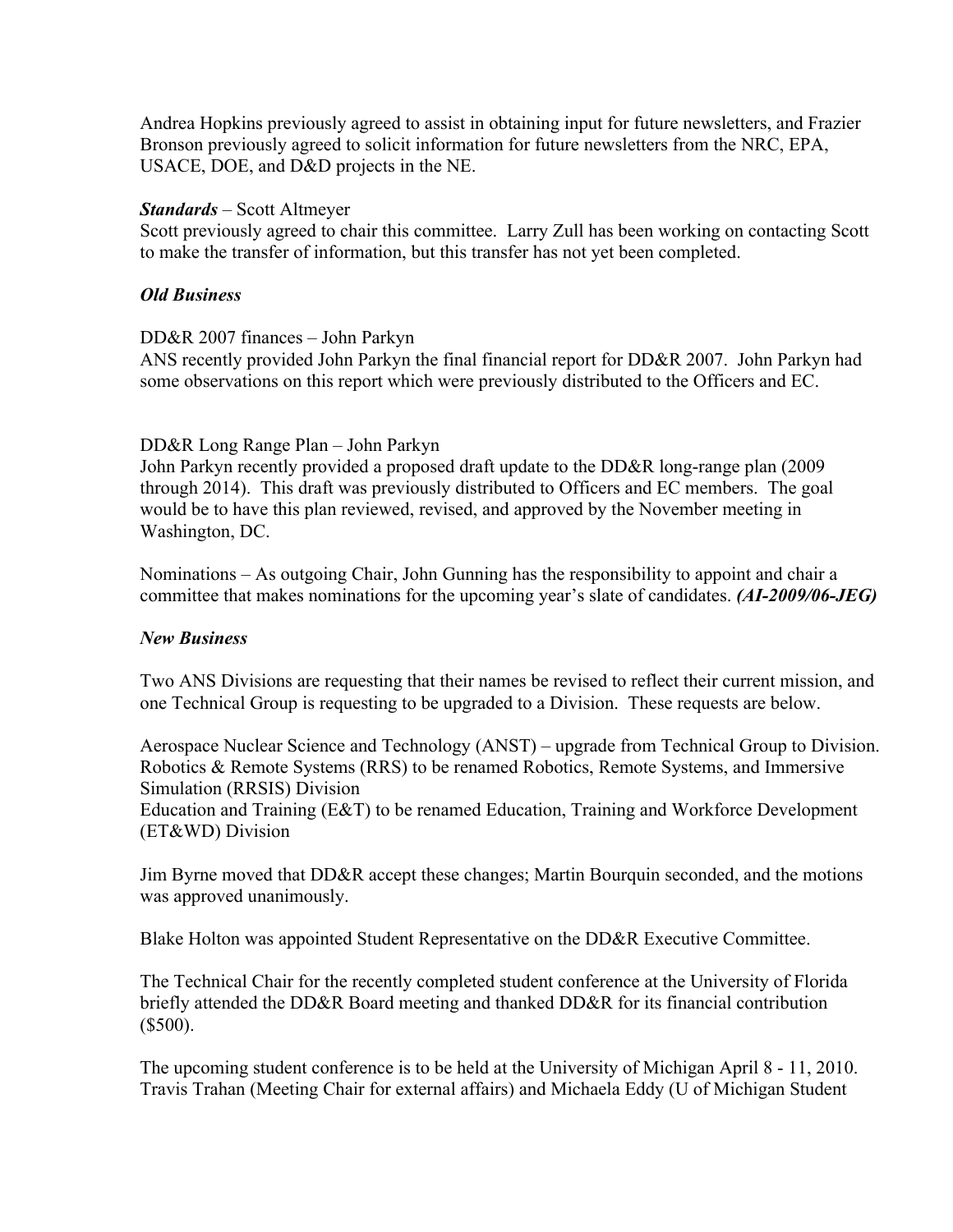Andrea Hopkins previously agreed to assist in obtaining input for future newsletters, and Frazier Bronson previously agreed to solicit information for future newsletters from the NRC, EPA, USACE, DOE, and D&D projects in the NE.

***Standards*** – Scott Altmeyer

Scott previously agreed to chair this committee. Larry Zull has been working on contacting Scott to make the transfer of information, but this transfer has not yet been completed.

***Old Business***

DD&R 2007 finances – John Parkyn

ANS recently provided John Parkyn the final financial report for DD&R 2007. John Parkyn had some observations on this report which were previously distributed to the Officers and EC.

DD&R Long Range Plan – John Parkyn

John Parkyn recently provided a proposed draft update to the DD&R long-range plan (2009 through 2014). This draft was previously distributed to Officers and EC members. The goal would be to have this plan reviewed, revised, and approved by the November meeting in Washington, DC.

Nominations – As outgoing Chair, John Gunning has the responsibility to appoint and chair a committee that makes nominations for the upcoming year's slate of candidates. ***(AI-2009/06-JEG)***

***New Business***

Two ANS Divisions are requesting that their names be revised to reflect their current mission, and one Technical Group is requesting to be upgraded to a Division. These requests are below.

Aerospace Nuclear Science and Technology (ANST) – upgrade from Technical Group to Division.
Robotics & Remote Systems (RRS) to be renamed Robotics, Remote Systems, and Immersive Simulation (RRSIS) Division
Education and Training (E&T) to be renamed Education, Training and Workforce Development (ET&WD) Division

Jim Byrne moved that DD&R accept these changes; Martin Bourquin seconded, and the motions was approved unanimously.

Blake Holton was appointed Student Representative on the DD&R Executive Committee.

The Technical Chair for the recently completed student conference at the University of Florida briefly attended the DD&R Board meeting and thanked DD&R for its financial contribution ($500).

The upcoming student conference is to be held at the University of Michigan April 8 - 11, 2010. Travis Trahan (Meeting Chair for external affairs) and Michaela Eddy (U of Michigan Student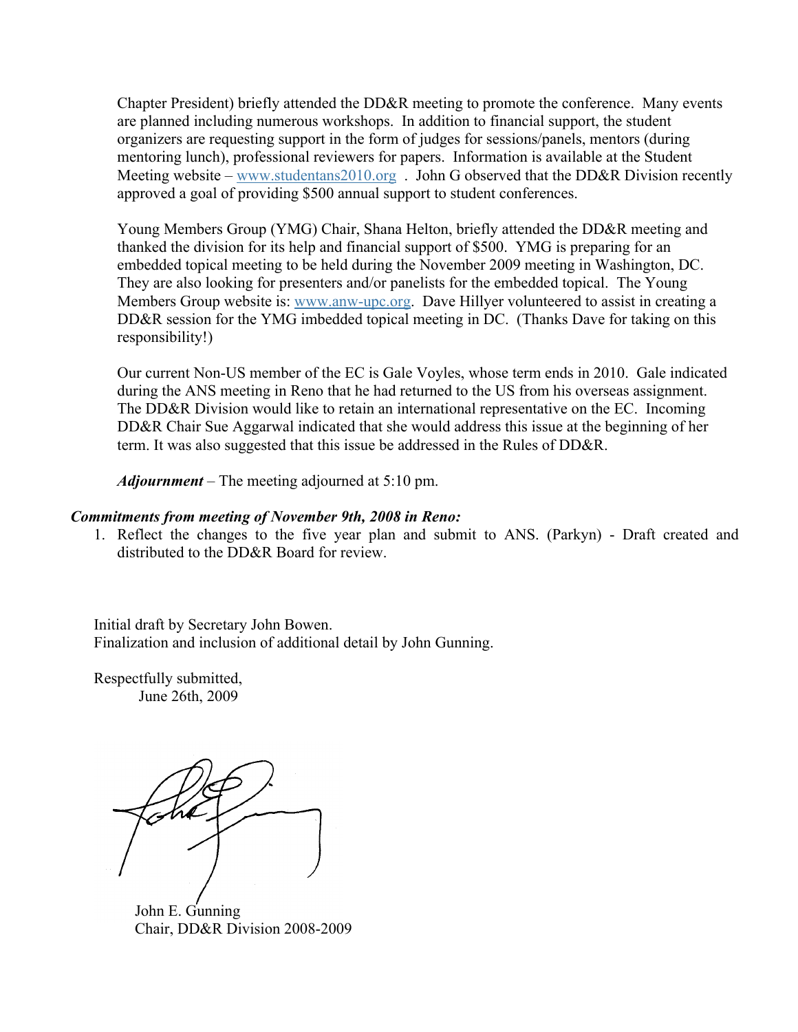Chapter President) briefly attended the DD&R meeting to promote the conference. Many events are planned including numerous workshops. In addition to financial support, the student organizers are requesting support in the form of judges for sessions/panels, mentors (during mentoring lunch), professional reviewers for papers. Information is available at the Student Meeting website – www.studentans2010.org . John G observed that the DD&R Division recently approved a goal of providing $500 annual support to student conferences.

Young Members Group (YMG) Chair, Shana Helton, briefly attended the DD&R meeting and thanked the division for its help and financial support of $500. YMG is preparing for an embedded topical meeting to be held during the November 2009 meeting in Washington, DC. They are also looking for presenters and/or panelists for the embedded topical. The Young Members Group website is: www.anw-upc.org. Dave Hillyer volunteered to assist in creating a DD&R session for the YMG imbedded topical meeting in DC. (Thanks Dave for taking on this responsibility!)

Our current Non-US member of the EC is Gale Voyles, whose term ends in 2010. Gale indicated during the ANS meeting in Reno that he had returned to the US from his overseas assignment. The DD&R Division would like to retain an international representative on the EC. Incoming DD&R Chair Sue Aggarwal indicated that she would address this issue at the beginning of her term. It was also suggested that this issue be addressed in the Rules of DD&R.

***Adjournment*** – The meeting adjourned at 5:10 pm.

***Commitments from meeting of November 9th, 2008 in Reno:***

1. Reflect the changes to the five year plan and submit to ANS. (Parkyn) - Draft created and distributed to the DD&R Board for review.

Initial draft by Secretary John Bowen.
Finalization and inclusion of additional detail by John Gunning.

Respectfully submitted,
June 26th, 2009

John E. Gunning
Chair, DD&R Division 2008-2009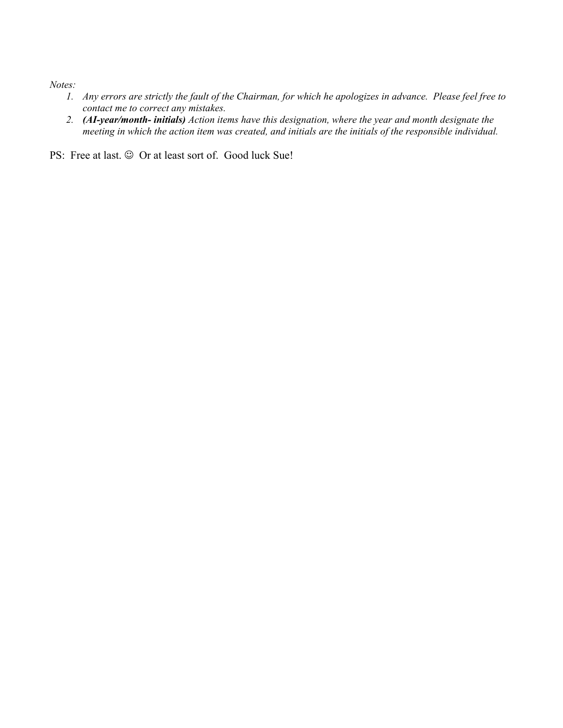*Notes:*

1. *Any errors are strictly the fault of the Chairman, for which he apologizes in advance. Please feel free to contact me to correct any mistakes.*
2. ***(AI-year/month- initials)*** *Action items have this designation, where the year and month designate the meeting in which the action item was created, and initials are the initials of the responsible individual.*

PS: Free at last. ☺ Or at least sort of. Good luck Sue!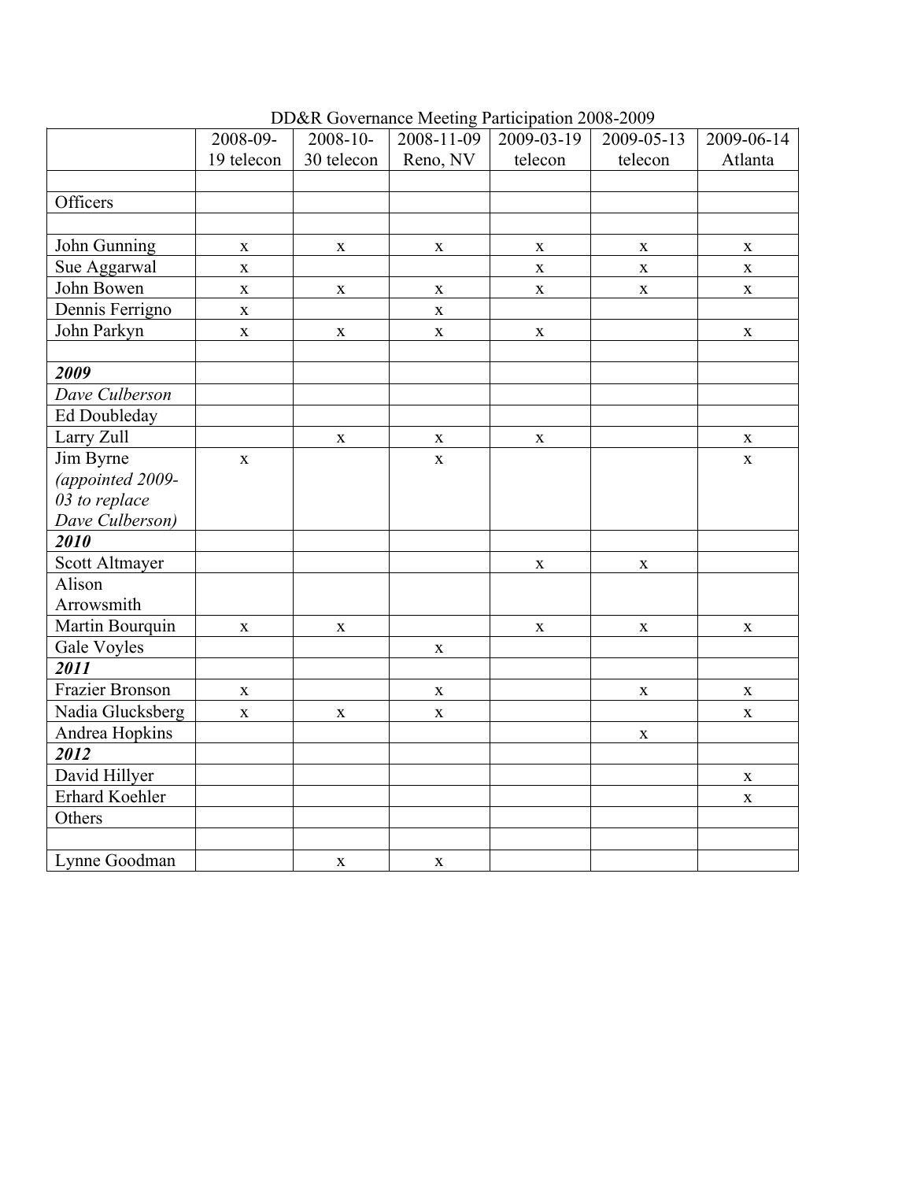DD&R Governance Meeting Participation 2008-2009

| | 2008-09-19 telecon | 2008-10-30 telecon | 2008-11-09 Reno, NV | 2009-03-19 telecon | 2009-05-13 telecon | 2009-06-14 Atlanta |
|---|---|---|---|---|---|---|
| | | | | | | |
| Officers | | | | | | |
| | | | | | | |
| John Gunning | x | x | x | x | x | x |
| Sue Aggarwal | x | | | x | x | x |
| John Bowen | x | x | x | x | x | x |
| Dennis Ferrigno | x | | x | | | |
| John Parkyn | x | x | x | x | | x |
| | | | | | | |
| ***2009*** | | | | | | |
| *Dave Culberson* | | | | | | |
| Ed Doubleday | | | | | | |
| Larry Zull | | x | x | x | | x |
| Jim Byrne *(appointed 2009-03 to replace Dave Culberson)* | x | | x | | | x |
| ***2010*** | | | | | | |
| Scott Altmayer | | | | x | x | |
| Alison Arrowsmith | | | | | | |
| Martin Bourquin | x | x | | x | x | x |
| Gale Voyles | | | x | | | |
| ***2011*** | | | | | | |
| Frazier Bronson | x | | x | | x | x |
| Nadia Glucksberg | x | x | x | | | x |
| Andrea Hopkins | | | | | x | |
| ***2012*** | | | | | | |
| David Hillyer | | | | | | x |
| Erhard Koehler | | | | | | x |
| Others | | | | | | |
| | | | | | | |
| Lynne Goodman | | x | x | | | |